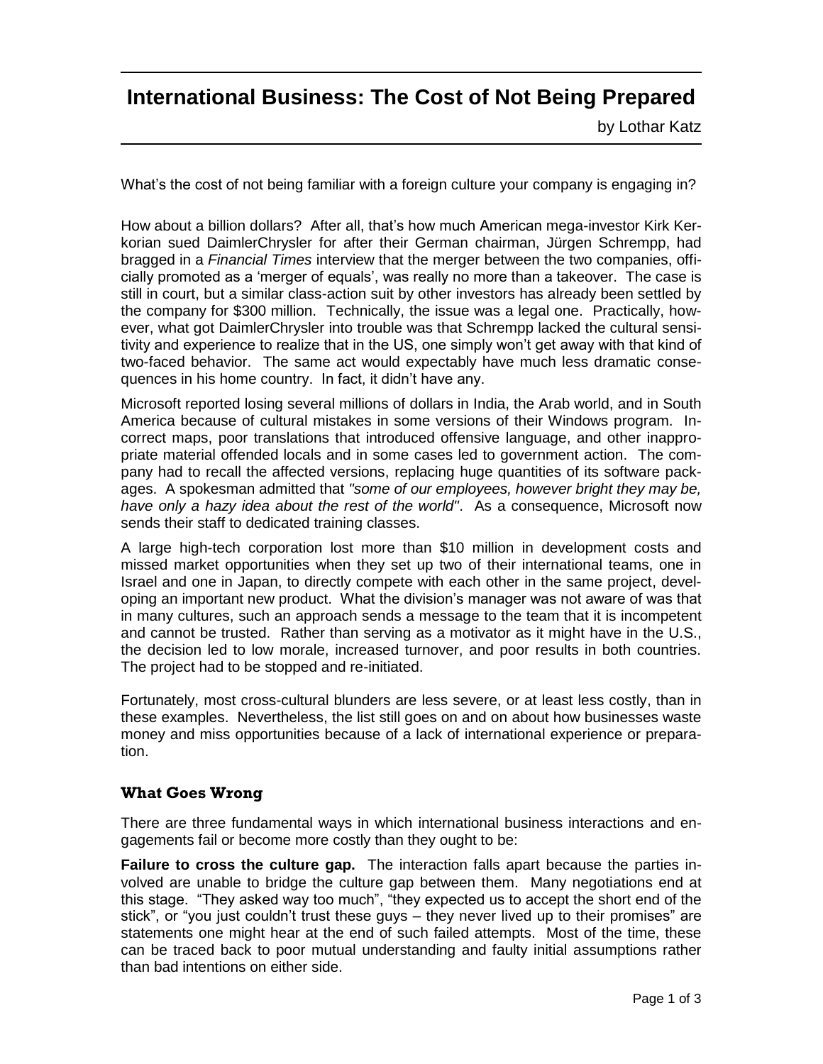# International Business: The Cost of Not Being Prepared

by Lothar Katz

What's the cost of not being familiar with a foreign culture your company is engaging in?

How about a billion dollars? After all, that's how much American mega-investor Kirk Kerkorian sued DaimlerChrysler for after their German chairman, Jürgen Schrempp, had bragged in a *Financial Times* interview that the merger between the two companies, officially promoted as a 'merger of equals', was really no more than a takeover. The case is still in court, but a similar class-action suit by other investors has already been settled by the company for $300 million. Technically, the issue was a legal one. Practically, however, what got DaimlerChrysler into trouble was that Schrempp lacked the cultural sensitivity and experience to realize that in the US, one simply won't get away with that kind of two-faced behavior. The same act would expectably have much less dramatic consequences in his home country. In fact, it didn't have any.

Microsoft reported losing several millions of dollars in India, the Arab world, and in South America because of cultural mistakes in some versions of their Windows program. Incorrect maps, poor translations that introduced offensive language, and other inappropriate material offended locals and in some cases led to government action. The company had to recall the affected versions, replacing huge quantities of its software packages. A spokesman admitted that *"some of our employees, however bright they may be, have only a hazy idea about the rest of the world"*. As a consequence, Microsoft now sends their staff to dedicated training classes.

A large high-tech corporation lost more than $10 million in development costs and missed market opportunities when they set up two of their international teams, one in Israel and one in Japan, to directly compete with each other in the same project, developing an important new product. What the division's manager was not aware of was that in many cultures, such an approach sends a message to the team that it is incompetent and cannot be trusted. Rather than serving as a motivator as it might have in the U.S., the decision led to low morale, increased turnover, and poor results in both countries. The project had to be stopped and re-initiated.

Fortunately, most cross-cultural blunders are less severe, or at least less costly, than in these examples. Nevertheless, the list still goes on and on about how businesses waste money and miss opportunities because of a lack of international experience or preparation.

## What Goes Wrong

There are three fundamental ways in which international business interactions and engagements fail or become more costly than they ought to be:

**Failure to cross the culture gap.** The interaction falls apart because the parties involved are unable to bridge the culture gap between them. Many negotiations end at this stage. "They asked way too much", "they expected us to accept the short end of the stick", or "you just couldn't trust these guys – they never lived up to their promises" are statements one might hear at the end of such failed attempts. Most of the time, these can be traced back to poor mutual understanding and faulty initial assumptions rather than bad intentions on either side.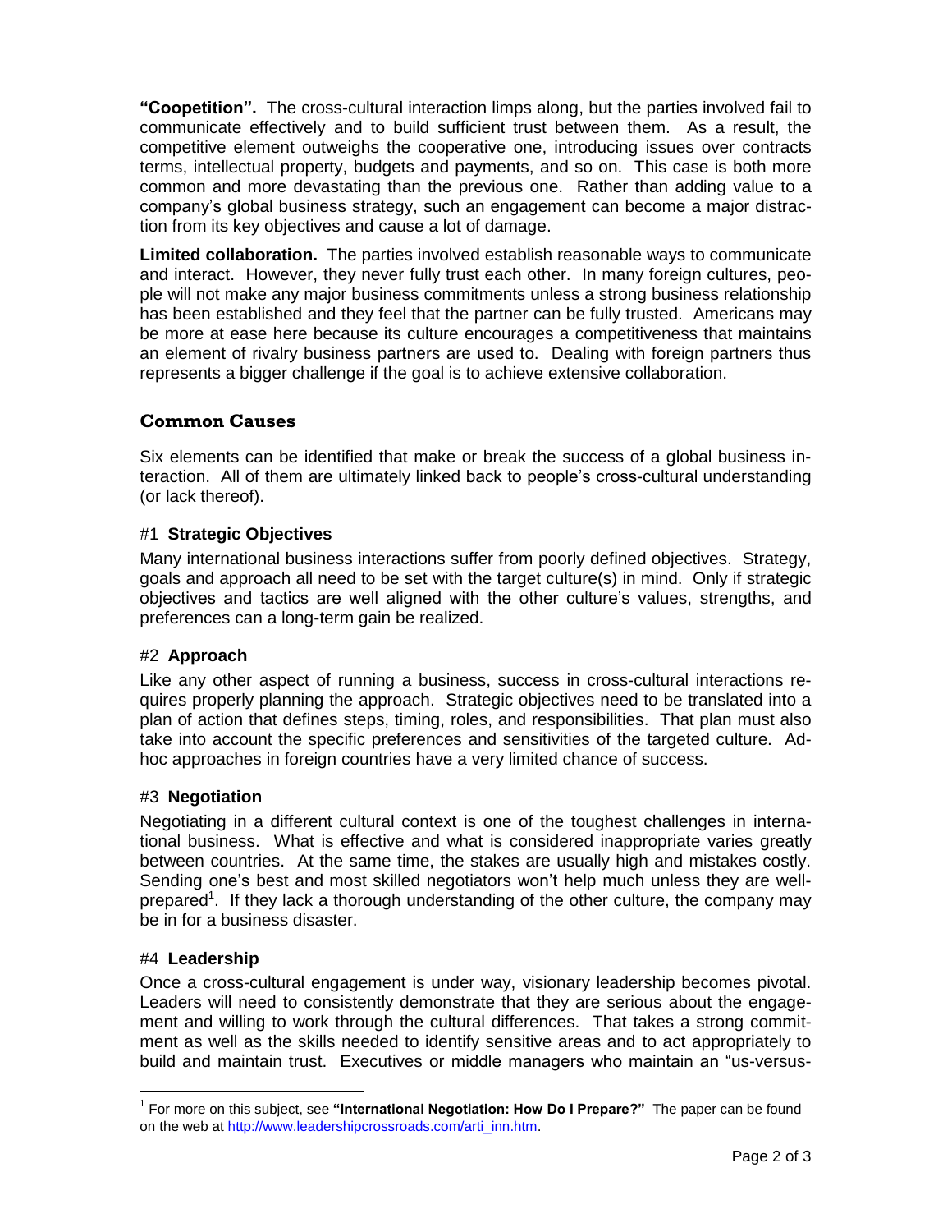**"Coopetition".** The cross-cultural interaction limps along, but the parties involved fail to communicate effectively and to build sufficient trust between them. As a result, the competitive element outweighs the cooperative one, introducing issues over contracts terms, intellectual property, budgets and payments, and so on. This case is both more common and more devastating than the previous one. Rather than adding value to a company's global business strategy, such an engagement can become a major distraction from its key objectives and cause a lot of damage.

**Limited collaboration.** The parties involved establish reasonable ways to communicate and interact. However, they never fully trust each other. In many foreign cultures, people will not make any major business commitments unless a strong business relationship has been established and they feel that the partner can be fully trusted. Americans may be more at ease here because its culture encourages a competitiveness that maintains an element of rivalry business partners are used to. Dealing with foreign partners thus represents a bigger challenge if the goal is to achieve extensive collaboration.

## Common Causes

Six elements can be identified that make or break the success of a global business interaction. All of them are ultimately linked back to people's cross-cultural understanding (or lack thereof).

### #1 **Strategic Objectives**

Many international business interactions suffer from poorly defined objectives. Strategy, goals and approach all need to be set with the target culture(s) in mind. Only if strategic objectives and tactics are well aligned with the other culture's values, strengths, and preferences can a long-term gain be realized.

### #2 **Approach**

Like any other aspect of running a business, success in cross-cultural interactions requires properly planning the approach. Strategic objectives need to be translated into a plan of action that defines steps, timing, roles, and responsibilities. That plan must also take into account the specific preferences and sensitivities of the targeted culture. Ad-hoc approaches in foreign countries have a very limited chance of success.

### #3 **Negotiation**

Negotiating in a different cultural context is one of the toughest challenges in international business. What is effective and what is considered inappropriate varies greatly between countries. At the same time, the stakes are usually high and mistakes costly. Sending one's best and most skilled negotiators won't help much unless they are well-prepared[1]. If they lack a thorough understanding of the other culture, the company may be in for a business disaster.

### #4 **Leadership**

Once a cross-cultural engagement is under way, visionary leadership becomes pivotal. Leaders will need to consistently demonstrate that they are serious about the engagement and willing to work through the cultural differences. That takes a strong commitment as well as the skills needed to identify sensitive areas and to act appropriately to build and maintain trust. Executives or middle managers who maintain an "us-versus-

---

[1] For more on this subject, see **"International Negotiation: How Do I Prepare?"** The paper can be found on the web at http://www.leadershipcrossroads.com/arti_inn.htm.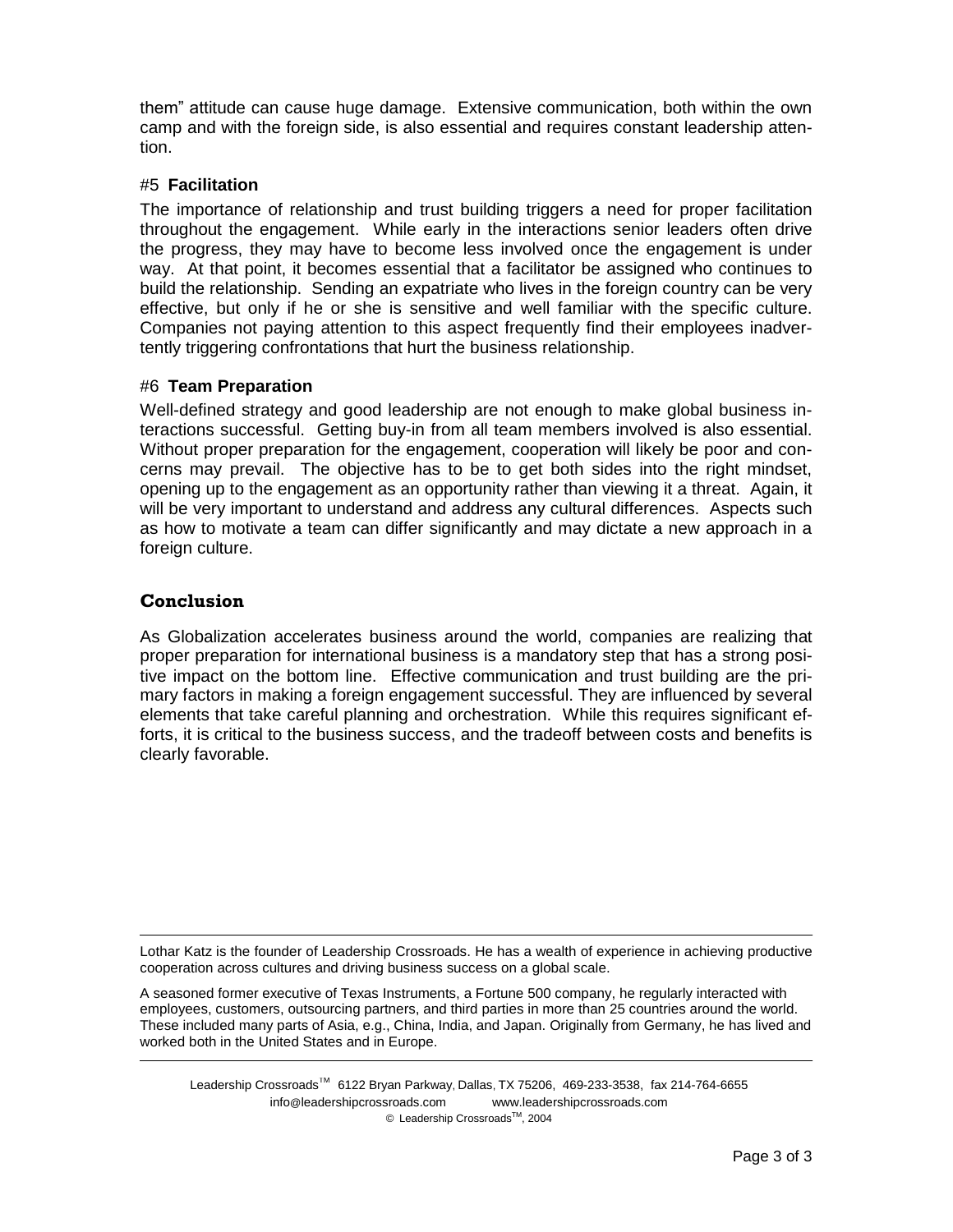them" attitude can cause huge damage. Extensive communication, both within the own camp and with the foreign side, is also essential and requires constant leadership attention.

#### #5 **Facilitation**

The importance of relationship and trust building triggers a need for proper facilitation throughout the engagement. While early in the interactions senior leaders often drive the progress, they may have to become less involved once the engagement is under way. At that point, it becomes essential that a facilitator be assigned who continues to build the relationship. Sending an expatriate who lives in the foreign country can be very effective, but only if he or she is sensitive and well familiar with the specific culture. Companies not paying attention to this aspect frequently find their employees inadvertently triggering confrontations that hurt the business relationship.

#### #6 **Team Preparation**

Well-defined strategy and good leadership are not enough to make global business interactions successful. Getting buy-in from all team members involved is also essential. Without proper preparation for the engagement, cooperation will likely be poor and concerns may prevail. The objective has to be to get both sides into the right mindset, opening up to the engagement as an opportunity rather than viewing it a threat. Again, it will be very important to understand and address any cultural differences. Aspects such as how to motivate a team can differ significantly and may dictate a new approach in a foreign culture.

## Conclusion

As Globalization accelerates business around the world, companies are realizing that proper preparation for international business is a mandatory step that has a strong positive impact on the bottom line. Effective communication and trust building are the primary factors in making a foreign engagement successful. They are influenced by several elements that take careful planning and orchestration. While this requires significant efforts, it is critical to the business success, and the tradeoff between costs and benefits is clearly favorable.

---

Lothar Katz is the founder of Leadership Crossroads. He has a wealth of experience in achieving productive cooperation across cultures and driving business success on a global scale.

A seasoned former executive of Texas Instruments, a Fortune 500 company, he regularly interacted with employees, customers, outsourcing partners, and third parties in more than 25 countries around the world. These included many parts of Asia, e.g., China, India, and Japan. Originally from Germany, he has lived and worked both in the United States and in Europe.

---

Leadership Crossroads™ 6122 Bryan Parkway, Dallas, TX 75206, 469-233-3538, fax 214-764-6655
info@leadershipcrossroads.com www.leadershipcrossroads.com
© Leadership Crossroads™, 2004